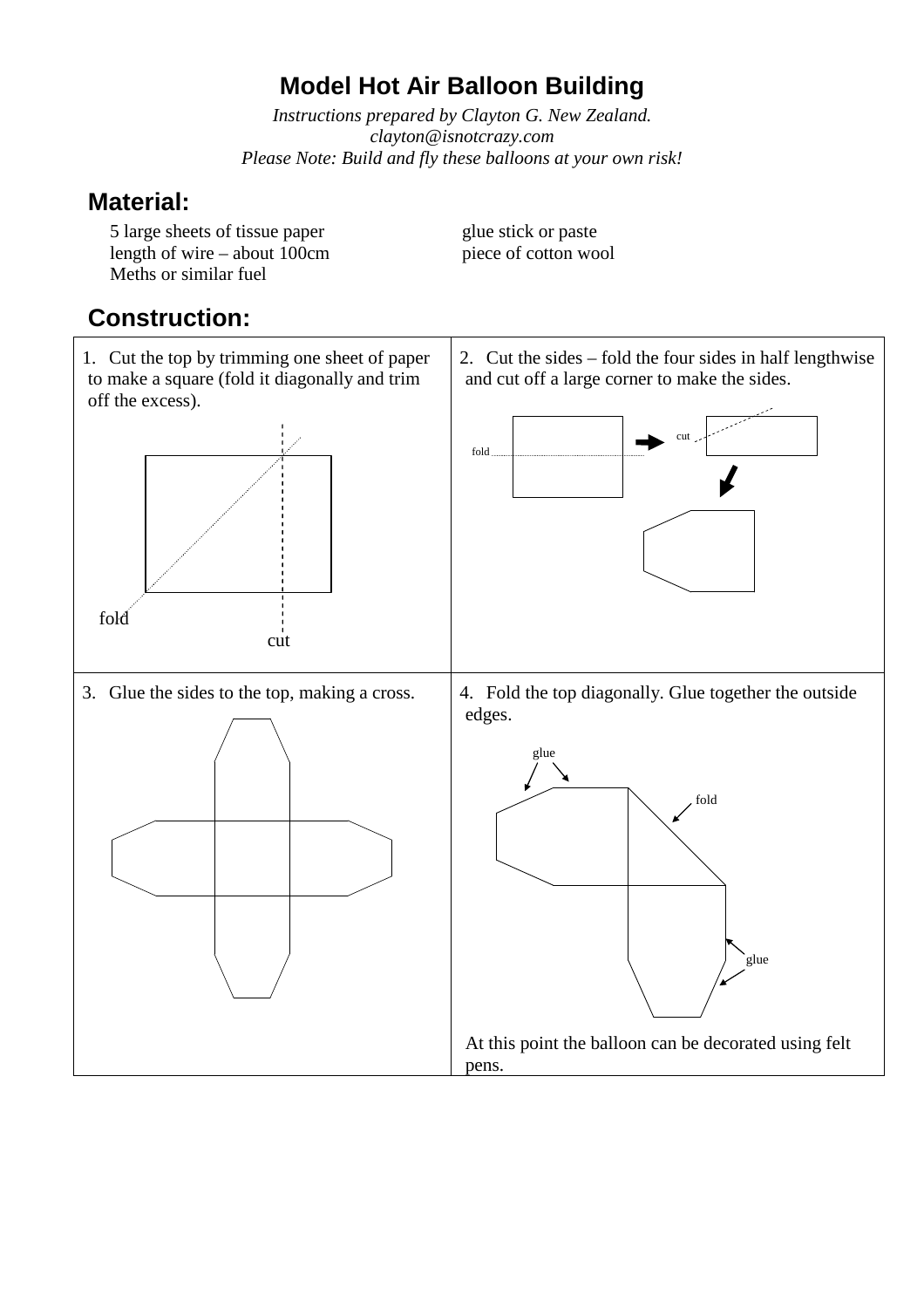# Model Hot Air Balloon Building

*Instructions prepared by Clayton G. New Zealand.*
*clayton@isnotcrazy.com*
*Please Note: Build and fly these balloons at your own risk!*

## Material:

- 5 large sheets of tissue paper
- length of wire – about 100cm
- Meths or similar fuel
- glue stick or paste
- piece of cotton wool

## Construction:

| | |
|---|---|
| 1. Cut the top by trimming one sheet of paper to make a square (fold it diagonally and trim off the excess).<br><br>fold<br>cut | 2. Cut the sides – fold the four sides in half lengthwise and cut off a large corner to make the sides.<br><br>fold<br>cut |
| 3. Glue the sides to the top, making a cross. | 4. Fold the top diagonally. Glue together the outside edges.<br><br>glue<br>fold<br>glue<br><br>At this point the balloon can be decorated using felt pens. |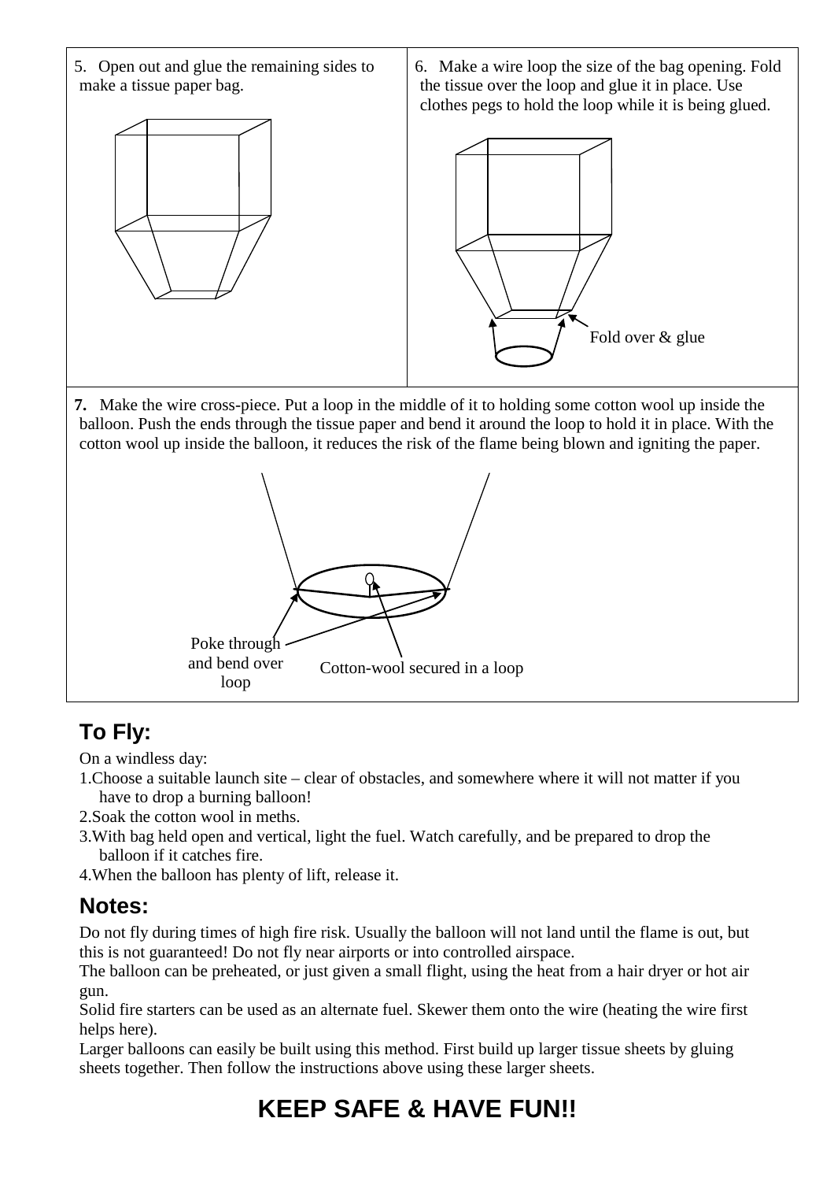5. Open out and glue the remaining sides to make a tissue paper bag.

6. Make a wire loop the size of the bag opening. Fold the tissue over the loop and glue it in place. Use clothes pegs to hold the loop while it is being glued.

Fold over & glue

7. Make the wire cross-piece. Put a loop in the middle of it to holding some cotton wool up inside the balloon. Push the ends through the tissue paper and bend it around the loop to hold it in place. With the cotton wool up inside the balloon, it reduces the risk of the flame being blown and igniting the paper.

Poke through and bend over loop

Cotton-wool secured in a loop

## To Fly:

On a windless day:

1. Choose a suitable launch site – clear of obstacles, and somewhere where it will not matter if you have to drop a burning balloon!
2. Soak the cotton wool in meths.
3. With bag held open and vertical, light the fuel. Watch carefully, and be prepared to drop the balloon if it catches fire.
4. When the balloon has plenty of lift, release it.

## Notes:

Do not fly during times of high fire risk. Usually the balloon will not land until the flame is out, but this is not guaranteed! Do not fly near airports or into controlled airspace.

The balloon can be preheated, or just given a small flight, using the heat from a hair dryer or hot air gun.

Solid fire starters can be used as an alternate fuel. Skewer them onto the wire (heating the wire first helps here).

Larger balloons can easily be built using this method. First build up larger tissue sheets by gluing sheets together. Then follow the instructions above using these larger sheets.

## KEEP SAFE & HAVE FUN!!